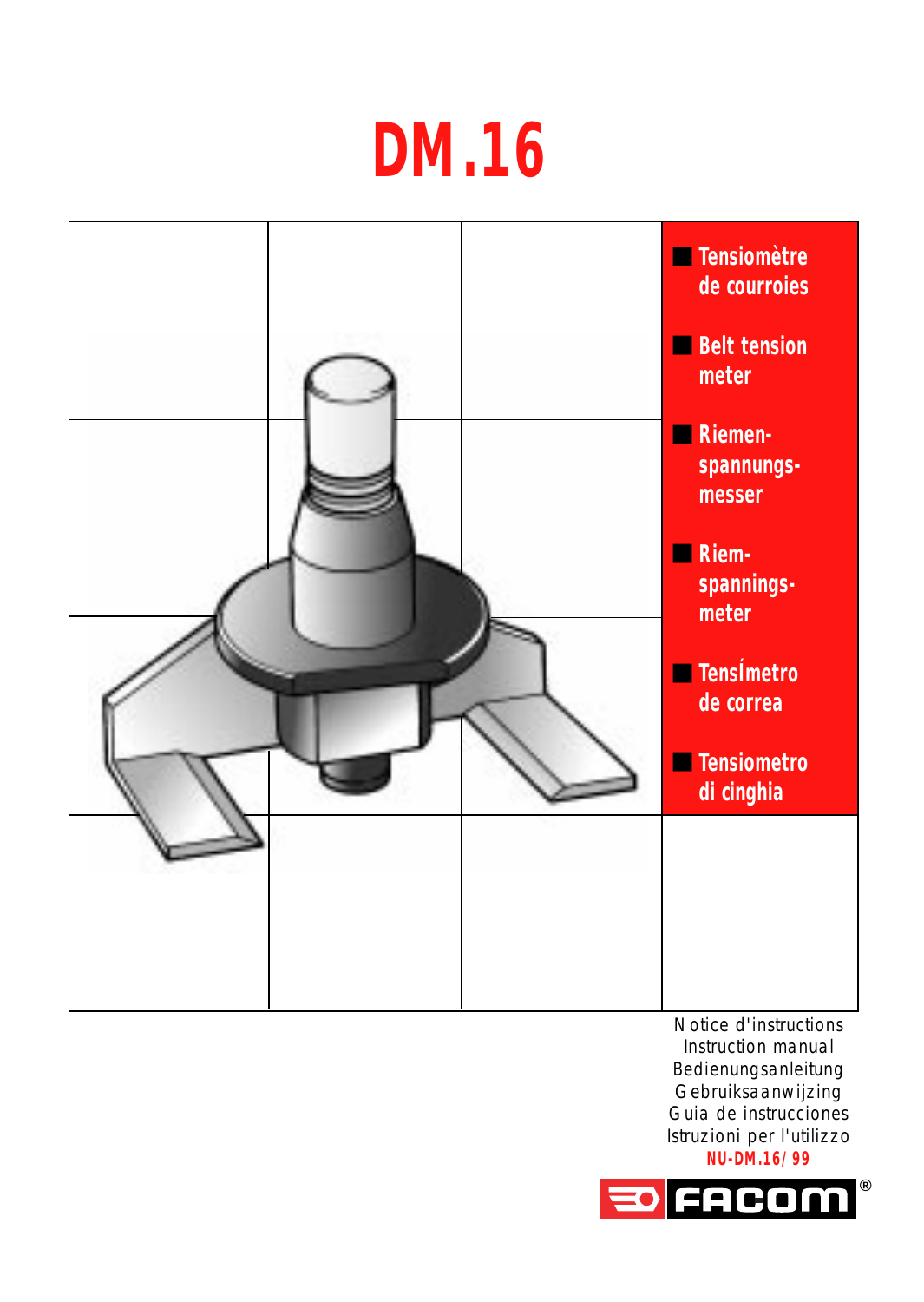# DM.16

- **Tensiomètre de courroies**
- **Belt tension meter**
- **Riemen-spannungs-messer**
- **Riem-spannings-meter**
- **TensÍmetro de correa**
- **Tensiometro di cinghia**

Notice d'instructions
Instruction manual
Bedienungsanleitung
Gebruiksaanwijzing
Guia de instrucciones
Istruzioni per l'utilizzo
**NU-DM.16/99**

FACOM®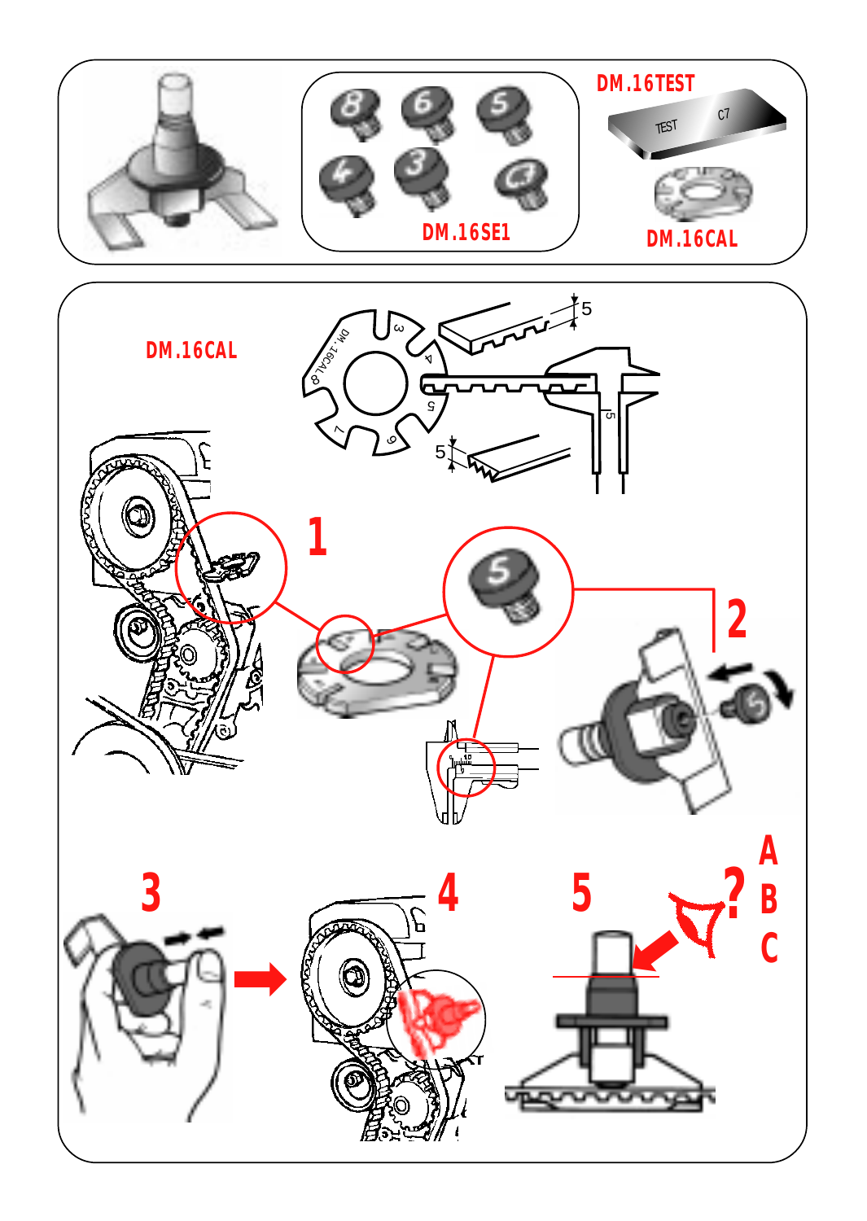DM.16TEST

DM.16SE1

DM.16CAL

DM.16CAL

1

2

3

4

5

A

B

C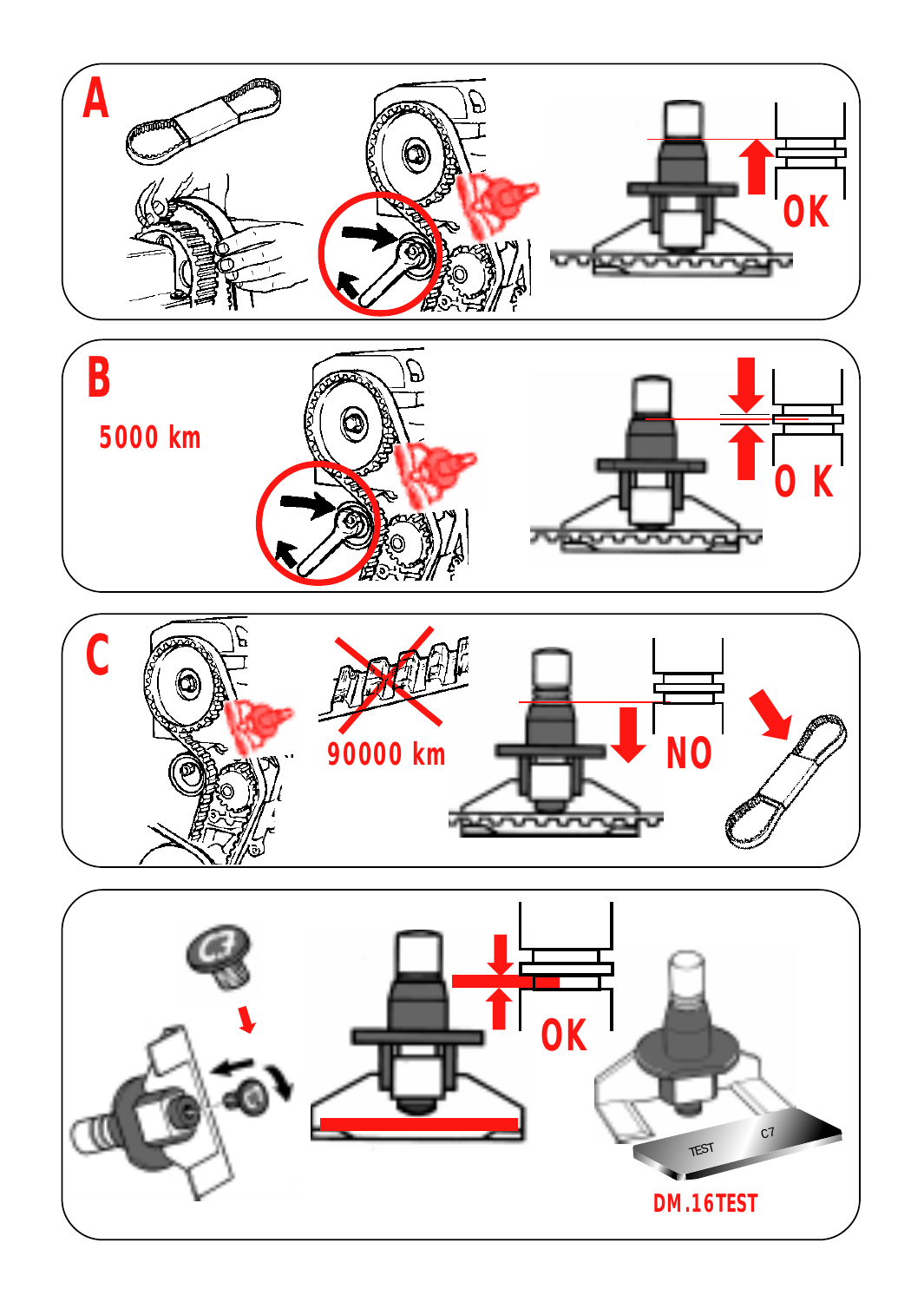A

OK

B

5000 km

O K

C

90000 km

NO

OK

TEST C7

DM.16TEST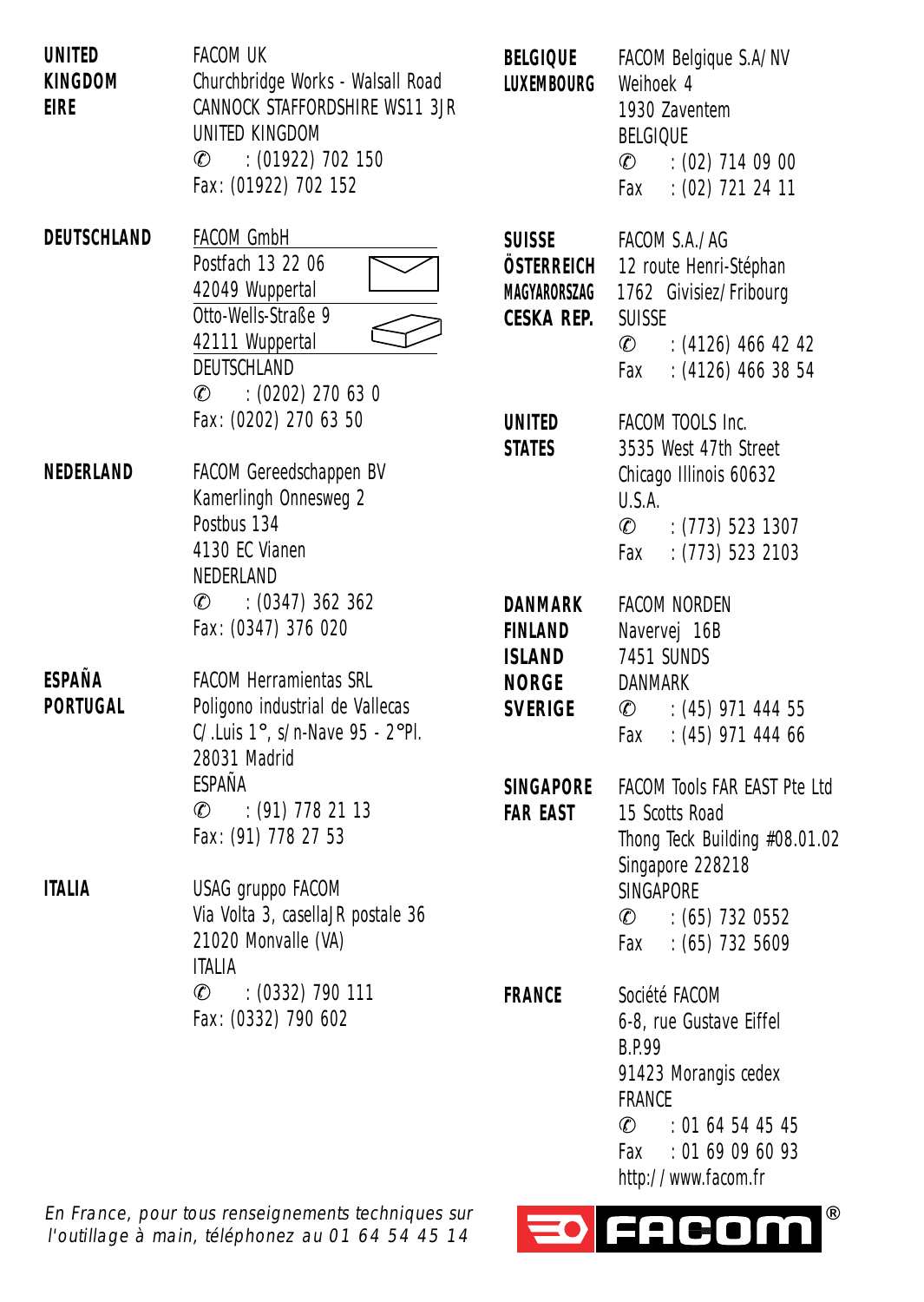**UNITED KINGDOM EIRE**

FACOM UK
Churchbridge Works - Walsall Road
CANNOCK STAFFORDSHIRE WS11 3JR
UNITED KINGDOM
✆ : (01922) 702 150
Fax: (01922) 702 152

**DEUTSCHLAND**

FACOM GmbH
Postfach 13 22 06
42049 Wuppertal
Otto-Wells-Straße 9
42111 Wuppertal
DEUTSCHLAND
✆ : (0202) 270 63 0
Fax: (0202) 270 63 50

**NEDERLAND**

FACOM Gereedschappen BV
Kamerlingh Onnesweg 2
Postbus 134
4130 EC Vianen
NEDERLAND
✆ : (0347) 362 362
Fax: (0347) 376 020

**ESPAÑA PORTUGAL**

FACOM Herramientas SRL
Poligono industrial de Vallecas
C/.Luis 1°, s/n-Nave 95 - 2°Pl.
28031 Madrid
ESPAÑA
✆ : (91) 778 21 13
Fax: (91) 778 27 53

**ITALIA**

USAG gruppo FACOM
Via Volta 3, casellaJR postale 36
21020 Monvalle (VA)
ITALIA
✆ : (0332) 790 111
Fax: (0332) 790 602

**BELGIQUE LUXEMBOURG**

FACOM Belgique S.A/NV
Weihoek 4
1930 Zaventem
BELGIQUE
✆ : (02) 714 09 00
Fax : (02) 721 24 11

**SUISSE ÖSTERREICH MAGYARORSZAG CESKA REP.**

FACOM S.A./AG
12 route Henri-Stéphan
1762 Givisiez/Fribourg
SUISSE
✆ : (4126) 466 42 42
Fax : (4126) 466 38 54

**UNITED STATES**

FACOM TOOLS Inc.
3535 West 47th Street
Chicago Illinois 60632
U.S.A.
✆ : (773) 523 1307
Fax : (773) 523 2103

**DANMARK FINLAND ISLAND NORGE SVERIGE**

FACOM NORDEN
Navervej 16B
7451 SUNDS
DANMARK
✆ : (45) 971 444 55
Fax : (45) 971 444 66

**SINGAPORE FAR EAST**

FACOM Tools FAR EAST Pte Ltd
15 Scotts Road
Thong Teck Building #08.01.02
Singapore 228218
SINGAPORE
✆ : (65) 732 0552
Fax : (65) 732 5609

**FRANCE**

Société FACOM
6-8, rue Gustave Eiffel
B.P.99
91423 Morangis cedex
FRANCE
✆ : 01 64 54 45 45
Fax : 01 69 09 60 93
http://www.facom.fr

*En France, pour tous renseignements techniques sur l'outillage à main, téléphonez au 01 64 54 45 14*

FACOM®